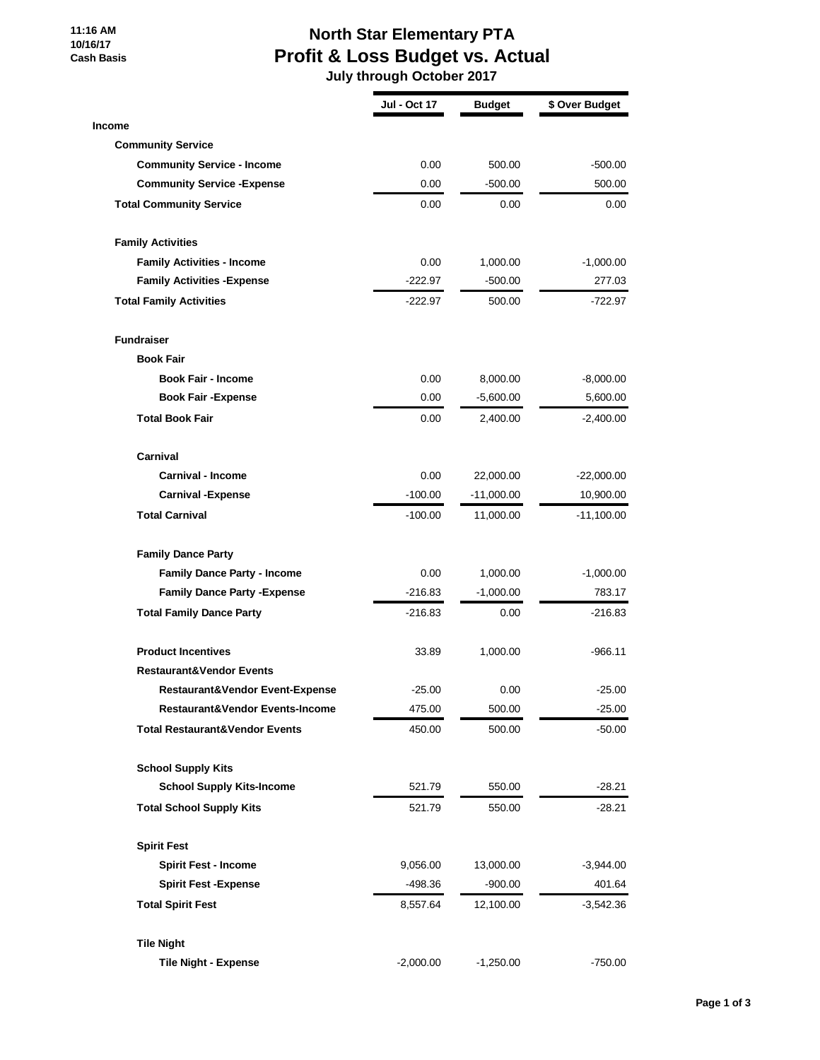11:16 AM
10/16/17
Cash Basis

# North Star Elementary PTA
## Profit & Loss Budget vs. Actual
### July through October 2017

| | Jul - Oct 17 | Budget | $ Over Budget |
|---|---|---|---|
| **Income** | | | |
| **Community Service** | | | |
| **Community Service - Income** | 0.00 | 500.00 | -500.00 |
| **Community Service -Expense** | 0.00 | -500.00 | 500.00 |
| **Total Community Service** | 0.00 | 0.00 | 0.00 |
| **Family Activities** | | | |
| **Family Activities - Income** | 0.00 | 1,000.00 | -1,000.00 |
| **Family Activities -Expense** | -222.97 | -500.00 | 277.03 |
| **Total Family Activities** | -222.97 | 500.00 | -722.97 |
| **Fundraiser** | | | |
| **Book Fair** | | | |
| **Book Fair - Income** | 0.00 | 8,000.00 | -8,000.00 |
| **Book Fair -Expense** | 0.00 | -5,600.00 | 5,600.00 |
| **Total Book Fair** | 0.00 | 2,400.00 | -2,400.00 |
| **Carnival** | | | |
| **Carnival - Income** | 0.00 | 22,000.00 | -22,000.00 |
| **Carnival -Expense** | -100.00 | -11,000.00 | 10,900.00 |
| **Total Carnival** | -100.00 | 11,000.00 | -11,100.00 |
| **Family Dance Party** | | | |
| **Family Dance Party - Income** | 0.00 | 1,000.00 | -1,000.00 |
| **Family Dance Party -Expense** | -216.83 | -1,000.00 | 783.17 |
| **Total Family Dance Party** | -216.83 | 0.00 | -216.83 |
| **Product Incentives** | 33.89 | 1,000.00 | -966.11 |
| **Restaurant&Vendor Events** | | | |
| **Restaurant&Vendor Event-Expense** | -25.00 | 0.00 | -25.00 |
| **Restaurant&Vendor Events-Income** | 475.00 | 500.00 | -25.00 |
| **Total Restaurant&Vendor Events** | 450.00 | 500.00 | -50.00 |
| **School Supply Kits** | | | |
| **School Supply Kits-Income** | 521.79 | 550.00 | -28.21 |
| **Total School Supply Kits** | 521.79 | 550.00 | -28.21 |
| **Spirit Fest** | | | |
| **Spirit Fest - Income** | 9,056.00 | 13,000.00 | -3,944.00 |
| **Spirit Fest -Expense** | -498.36 | -900.00 | 401.64 |
| **Total Spirit Fest** | 8,557.64 | 12,100.00 | -3,542.36 |
| **Tile Night** | | | |
| **Tile Night - Expense** | -2,000.00 | -1,250.00 | -750.00 |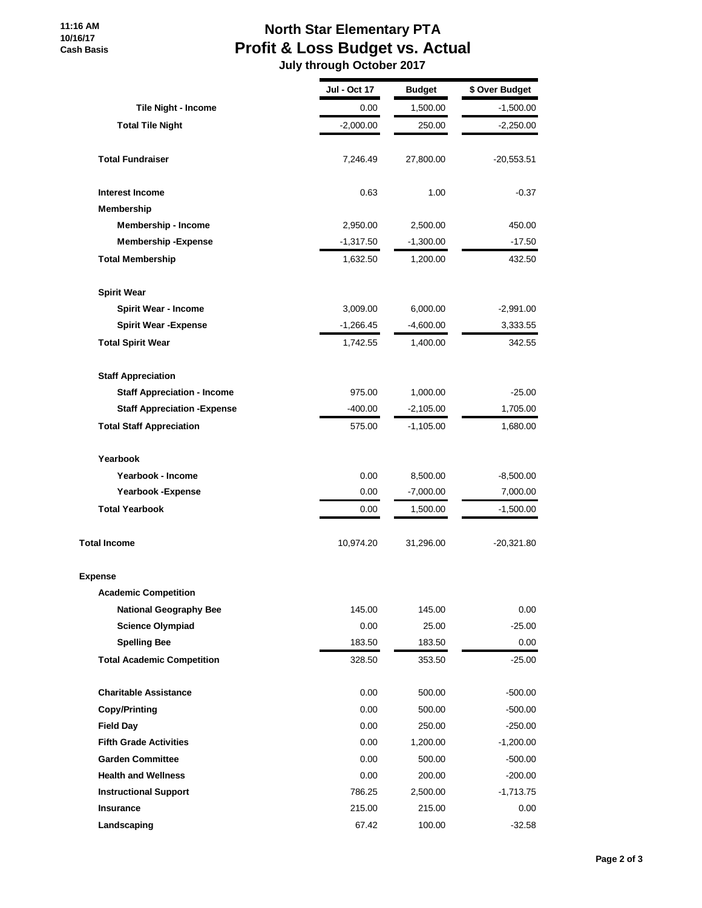# North Star Elementary PTA
## Profit & Loss Budget vs. Actual
### July through October 2017

11:16 AM
10/16/17
Cash Basis

| | Jul - Oct 17 | Budget | $ Over Budget |
|---|---|---|---|
| **Tile Night - Income** | 0.00 | 1,500.00 | -1,500.00 |
| **Total Tile Night** | -2,000.00 | 250.00 | -2,250.00 |
| | | | |
| **Total Fundraiser** | 7,246.49 | 27,800.00 | -20,553.51 |
| | | | |
| **Interest Income** | 0.63 | 1.00 | -0.37 |
| **Membership** | | | |
| **Membership - Income** | 2,950.00 | 2,500.00 | 450.00 |
| **Membership -Expense** | -1,317.50 | -1,300.00 | -17.50 |
| **Total Membership** | 1,632.50 | 1,200.00 | 432.50 |
| | | | |
| **Spirit Wear** | | | |
| **Spirit Wear - Income** | 3,009.00 | 6,000.00 | -2,991.00 |
| **Spirit Wear -Expense** | -1,266.45 | -4,600.00 | 3,333.55 |
| **Total Spirit Wear** | 1,742.55 | 1,400.00 | 342.55 |
| | | | |
| **Staff Appreciation** | | | |
| **Staff Appreciation - Income** | 975.00 | 1,000.00 | -25.00 |
| **Staff Appreciation -Expense** | -400.00 | -2,105.00 | 1,705.00 |
| **Total Staff Appreciation** | 575.00 | -1,105.00 | 1,680.00 |
| | | | |
| **Yearbook** | | | |
| **Yearbook - Income** | 0.00 | 8,500.00 | -8,500.00 |
| **Yearbook -Expense** | 0.00 | -7,000.00 | 7,000.00 |
| **Total Yearbook** | 0.00 | 1,500.00 | -1,500.00 |
| | | | |
| **Total Income** | 10,974.20 | 31,296.00 | -20,321.80 |
| | | | |
| **Expense** | | | |
| **Academic Competition** | | | |
| **National Geography Bee** | 145.00 | 145.00 | 0.00 |
| **Science Olympiad** | 0.00 | 25.00 | -25.00 |
| **Spelling Bee** | 183.50 | 183.50 | 0.00 |
| **Total Academic Competition** | 328.50 | 353.50 | -25.00 |
| | | | |
| **Charitable Assistance** | 0.00 | 500.00 | -500.00 |
| **Copy/Printing** | 0.00 | 500.00 | -500.00 |
| **Field Day** | 0.00 | 250.00 | -250.00 |
| **Fifth Grade Activities** | 0.00 | 1,200.00 | -1,200.00 |
| **Garden Committee** | 0.00 | 500.00 | -500.00 |
| **Health and Wellness** | 0.00 | 200.00 | -200.00 |
| **Instructional Support** | 786.25 | 2,500.00 | -1,713.75 |
| **Insurance** | 215.00 | 215.00 | 0.00 |
| **Landscaping** | 67.42 | 100.00 | -32.58 |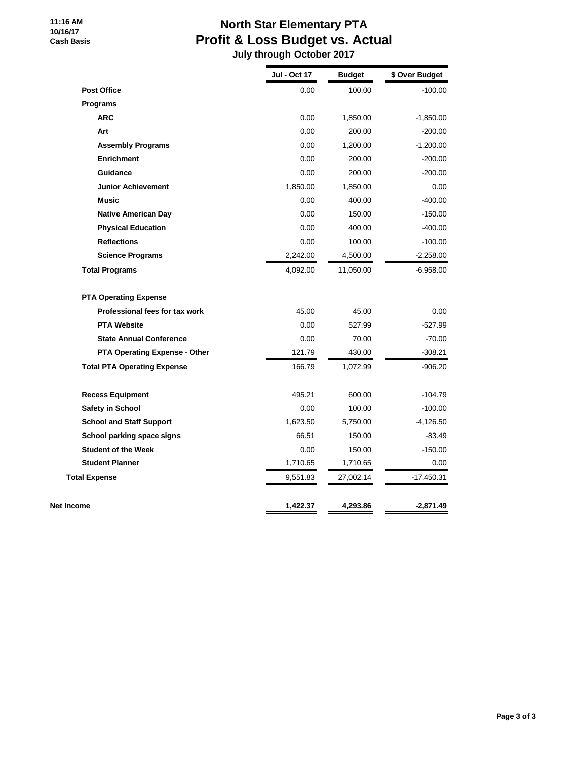11:16 AM
10/16/17
Cash Basis

# North Star Elementary PTA
## Profit & Loss Budget vs. Actual
### July through October 2017

| | Jul - Oct 17 | Budget | $ Over Budget |
|---|---|---|---|
| **Post Office** | 0.00 | 100.00 | -100.00 |
| **Programs** | | | |
| **ARC** | 0.00 | 1,850.00 | -1,850.00 |
| **Art** | 0.00 | 200.00 | -200.00 |
| **Assembly Programs** | 0.00 | 1,200.00 | -1,200.00 |
| **Enrichment** | 0.00 | 200.00 | -200.00 |
| **Guidance** | 0.00 | 200.00 | -200.00 |
| **Junior Achievement** | 1,850.00 | 1,850.00 | 0.00 |
| **Music** | 0.00 | 400.00 | -400.00 |
| **Native American Day** | 0.00 | 150.00 | -150.00 |
| **Physical Education** | 0.00 | 400.00 | -400.00 |
| **Reflections** | 0.00 | 100.00 | -100.00 |
| **Science Programs** | 2,242.00 | 4,500.00 | -2,258.00 |
| **Total Programs** | 4,092.00 | 11,050.00 | -6,958.00 |
| **PTA Operating Expense** | | | |
| **Professional fees for tax work** | 45.00 | 45.00 | 0.00 |
| **PTA Website** | 0.00 | 527.99 | -527.99 |
| **State Annual Conference** | 0.00 | 70.00 | -70.00 |
| **PTA Operating Expense - Other** | 121.79 | 430.00 | -308.21 |
| **Total PTA Operating Expense** | 166.79 | 1,072.99 | -906.20 |
| **Recess Equipment** | 495.21 | 600.00 | -104.79 |
| **Safety in School** | 0.00 | 100.00 | -100.00 |
| **School and Staff Support** | 1,623.50 | 5,750.00 | -4,126.50 |
| **School parking space signs** | 66.51 | 150.00 | -83.49 |
| **Student of the Week** | 0.00 | 150.00 | -150.00 |
| **Student Planner** | 1,710.65 | 1,710.65 | 0.00 |
| **Total Expense** | 9,551.83 | 27,002.14 | -17,450.31 |
| **Net Income** | **1,422.37** | **4,293.86** | **-2,871.49** |